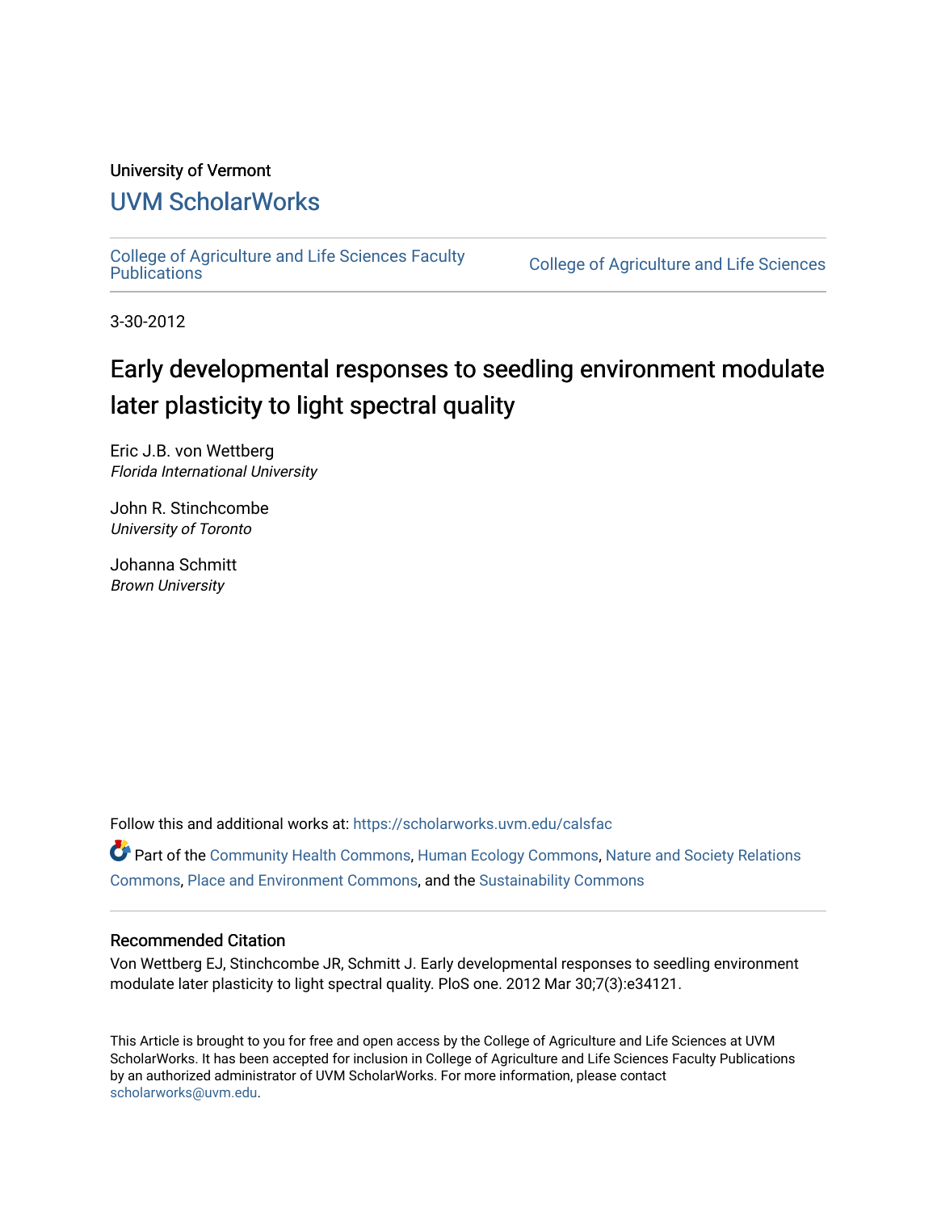University of Vermont

## UVM ScholarWorks

College of Agriculture and Life Sciences Faculty Publications

College of Agriculture and Life Sciences

3-30-2012

# Early developmental responses to seedling environment modulate later plasticity to light spectral quality

Eric J.B. von Wettberg
*Florida International University*

John R. Stinchcombe
*University of Toronto*

Johanna Schmitt
*Brown University*

Follow this and additional works at: https://scholarworks.uvm.edu/calsfac

Part of the Community Health Commons, Human Ecology Commons, Nature and Society Relations Commons, Place and Environment Commons, and the Sustainability Commons

### Recommended Citation

Von Wettberg EJ, Stinchcombe JR, Schmitt J. Early developmental responses to seedling environment modulate later plasticity to light spectral quality. PloS one. 2012 Mar 30;7(3):e34121.

This Article is brought to you for free and open access by the College of Agriculture and Life Sciences at UVM ScholarWorks. It has been accepted for inclusion in College of Agriculture and Life Sciences Faculty Publications by an authorized administrator of UVM ScholarWorks. For more information, please contact scholarworks@uvm.edu.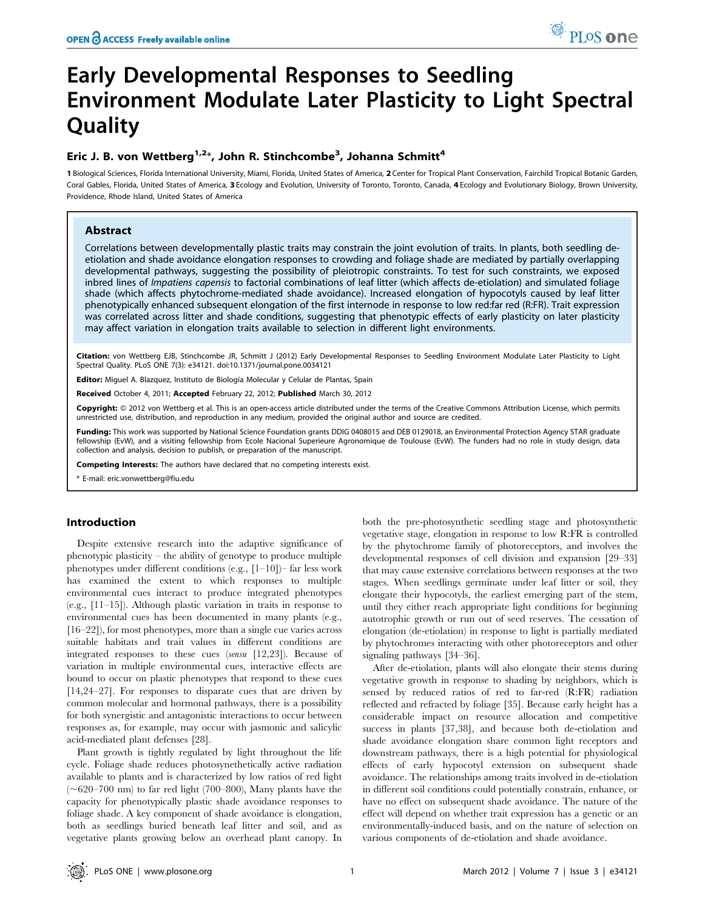# Early Developmental Responses to Seedling Environment Modulate Later Plasticity to Light Spectral Quality

## Eric J. B. von Wettberg[1,2]*, John R. Stinchcombe[3], Johanna Schmitt[4]

1 Biological Sciences, Florida International University, Miami, Florida, United States of America, 2 Center for Tropical Plant Conservation, Fairchild Tropical Botanic Garden, Coral Gables, Florida, United States of America, 3 Ecology and Evolution, University of Toronto, Toronto, Canada, 4 Ecology and Evolutionary Biology, Brown University, Providence, Rhode Island, United States of America

### Abstract

Correlations between developmentally plastic traits may constrain the joint evolution of traits. In plants, both seedling de-etiolation and shade avoidance elongation responses to crowding and foliage shade are mediated by partially overlapping developmental pathways, suggesting the possibility of pleiotropic constraints. To test for such constraints, we exposed inbred lines of *Impatiens capensis* to factorial combinations of leaf litter (which affects de-etiolation) and simulated foliage shade (which affects phytochrome-mediated shade avoidance). Increased elongation of hypocotyls caused by leaf litter phenotypically enhanced subsequent elongation of the first internode in response to low red:far red (R:FR). Trait expression was correlated across litter and shade conditions, suggesting that phenotypic effects of early plasticity on later plasticity may affect variation in elongation traits available to selection in different light environments.

**Citation:** von Wettberg EJB, Stinchcombe JR, Schmitt J (2012) Early Developmental Responses to Seedling Environment Modulate Later Plasticity to Light Spectral Quality. PLoS ONE 7(3): e34121. doi:10.1371/journal.pone.0034121

**Editor:** Miguel A. Blazquez, Instituto de Biología Molecular y Celular de Plantas, Spain

**Received** October 4, 2011; **Accepted** February 22, 2012; **Published** March 30, 2012

**Copyright:** © 2012 von Wettberg et al. This is an open-access article distributed under the terms of the Creative Commons Attribution License, which permits unrestricted use, distribution, and reproduction in any medium, provided the original author and source are credited.

**Funding:** This work was supported by National Science Foundation grants DDIG 0408015 and DEB 0129018, an Environmental Protection Agency STAR graduate fellowship (EvW), and a visiting fellowship from Ecole Nacional Superieure Agronomique de Toulouse (EvW). The funders had no role in study design, data collection and analysis, decision to publish, or preparation of the manuscript.

**Competing Interests:** The authors have declared that no competing interests exist.

\* E-mail: eric.vonwettberg@fiu.edu

## Introduction

Despite extensive research into the adaptive significance of phenotypic plasticity – the ability of genotype to produce multiple phenotypes under different conditions (e.g., [1–10])– far less work has examined the extent to which responses to multiple environmental cues interact to produce integrated phenotypes (e.g., [11–15]). Although plastic variation in traits in response to environmental cues has been documented in many plants (e.g., [16–22]), for most phenotypes, more than a single cue varies across suitable habitats and trait values in different conditions are integrated responses to these cues (*sensu* [12,23]). Because of variation in multiple environmental cues, interactive effects are bound to occur on plastic phenotypes that respond to these cues [14,24–27]. For responses to disparate cues that are driven by common molecular and hormonal pathways, there is a possibility for both synergistic and antagonistic interactions to occur between responses as, for example, may occur with jasmonic and salicylic acid-mediated plant defenses [28].

Plant growth is tightly regulated by light throughout the life cycle. Foliage shade reduces photosynethetically active radiation available to plants and is characterized by low ratios of red light (~620–700 nm) to far red light (700–800), Many plants have the capacity for phenotypically plastic shade avoidance responses to foliage shade. A key component of shade avoidance is elongation, both as seedlings buried beneath leaf litter and soil, and as vegetative plants growing below an overhead plant canopy. In both the pre-photosynthetic seedling stage and photosynthetic vegetative stage, elongation in response to low R:FR is controlled by the phytochrome family of photoreceptors, and involves the developmental responses of cell division and expansion [29–33] that may cause extensive correlations between responses at the two stages. When seedlings germinate under leaf litter or soil, they elongate their hypocotyls, the earliest emerging part of the stem, until they either reach appropriate light conditions for beginning autotrophic growth or run out of seed reserves. The cessation of elongation (de-etiolation) in response to light is partially mediated by phytochromes interacting with other photoreceptors and other signaling pathways [34–36].

After de-etiolation, plants will also elongate their stems during vegetative growth in response to shading by neighbors, which is sensed by reduced ratios of red to far-red (R:FR) radiation reflected and refracted by foliage [35]. Because early height has a considerable impact on resource allocation and competitive success in plants [37,38], and because both de-etiolation and shade avoidance elongation share common light receptors and downstream pathways, there is a high potential for physiological effects of early hypocotyl extension on subsequent shade avoidance. The relationships among traits involved in de-etiolation in different soil conditions could potentially constrain, enhance, or have no effect on subsequent shade avoidance. The nature of the effect will depend on whether trait expression has a genetic or an environmentally-induced basis, and on the nature of selection on various components of de-etiolation and shade avoidance.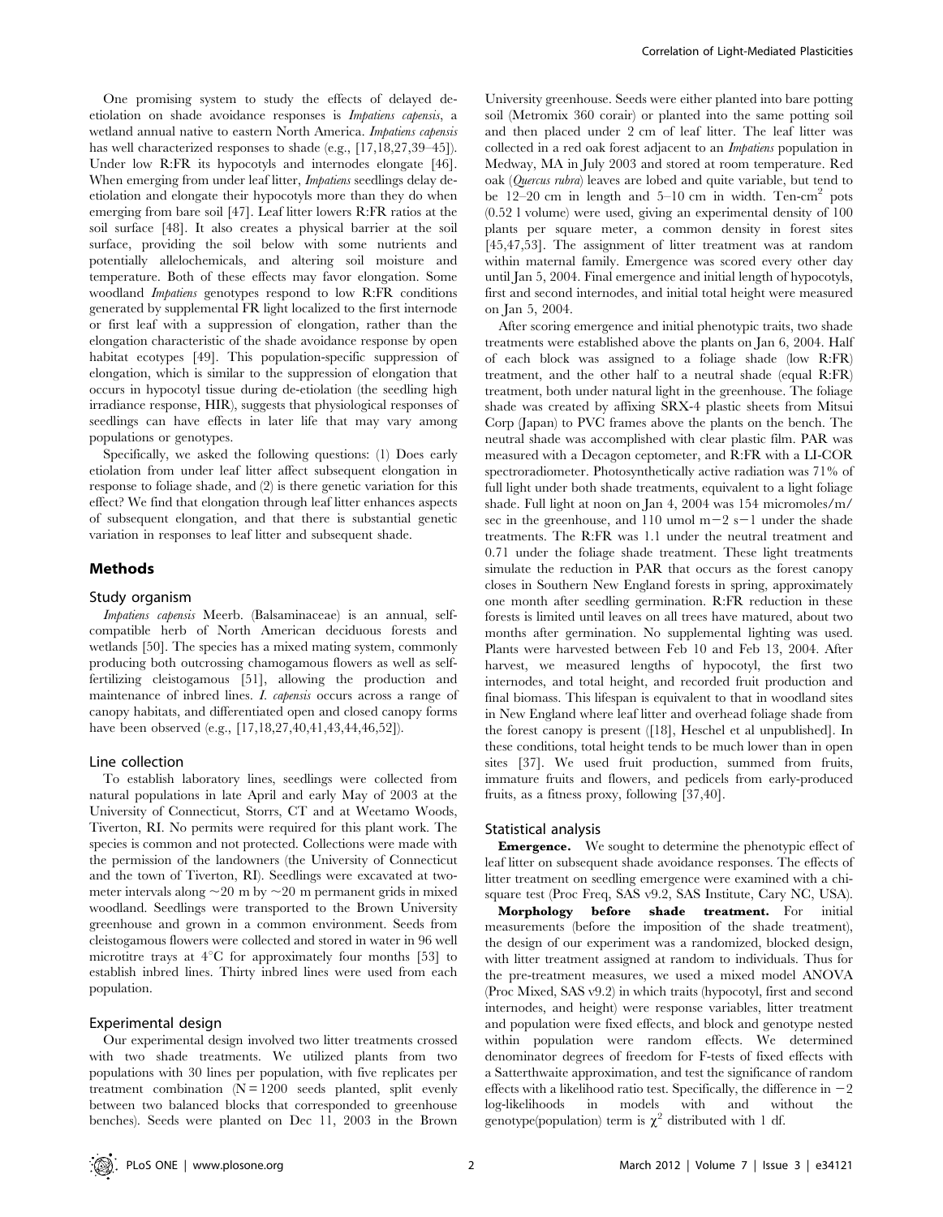One promising system to study the effects of delayed de-etiolation on shade avoidance responses is *Impatiens capensis*, a wetland annual native to eastern North America. *Impatiens capensis* has well characterized responses to shade (e.g., [17,18,27,39–45]). Under low R:FR its hypocotyls and internodes elongate [46]. When emerging from under leaf litter, *Impatiens* seedlings delay de-etiolation and elongate their hypocotyls more than they do when emerging from bare soil [47]. Leaf litter lowers R:FR ratios at the soil surface [48]. It also creates a physical barrier at the soil surface, providing the soil below with some nutrients and potentially allelochemicals, and altering soil moisture and temperature. Both of these effects may favor elongation. Some woodland *Impatiens* genotypes respond to low R:FR conditions generated by supplemental FR light localized to the first internode or first leaf with a suppression of elongation, rather than the elongation characteristic of the shade avoidance response by open habitat ecotypes [49]. This population-specific suppression of elongation, which is similar to the suppression of elongation that occurs in hypocotyl tissue during de-etiolation (the seedling high irradiance response, HIR), suggests that physiological responses of seedlings can have effects in later life that may vary among populations or genotypes.

Specifically, we asked the following questions: (1) Does early etiolation from under leaf litter affect subsequent elongation in response to foliage shade, and (2) is there genetic variation for this effect? We find that elongation through leaf litter enhances aspects of subsequent elongation, and that there is substantial genetic variation in responses to leaf litter and subsequent shade.

## Methods

### Study organism

*Impatiens capensis* Meerb. (Balsaminaceae) is an annual, self-compatible herb of North American deciduous forests and wetlands [50]. The species has a mixed mating system, commonly producing both outcrossing chamogamous flowers as well as self-fertilizing cleistogamous [51], allowing the production and maintenance of inbred lines. *I. capensis* occurs across a range of canopy habitats, and differentiated open and closed canopy forms have been observed (e.g., [17,18,27,40,41,43,44,46,52]).

### Line collection

To establish laboratory lines, seedlings were collected from natural populations in late April and early May of 2003 at the University of Connecticut, Storrs, CT and at Weetamo Woods, Tiverton, RI. No permits were required for this plant work. The species is common and not protected. Collections were made with the permission of the landowners (the University of Connecticut and the town of Tiverton, RI). Seedlings were excavated at two-meter intervals along ~20 m by ~20 m permanent grids in mixed woodland. Seedlings were transported to the Brown University greenhouse and grown in a common environment. Seeds from cleistogamous flowers were collected and stored in water in 96 well microtitre trays at 4°C for approximately four months [53] to establish inbred lines. Thirty inbred lines were used from each population.

### Experimental design

Our experimental design involved two litter treatments crossed with two shade treatments. We utilized plants from two populations with 30 lines per population, with five replicates per treatment combination (N = 1200 seeds planted, split evenly between two balanced blocks that corresponded to greenhouse benches). Seeds were planted on Dec 11, 2003 in the Brown University greenhouse. Seeds were either planted into bare potting soil (Metromix 360 corair) or planted into the same potting soil and then placed under 2 cm of leaf litter. The leaf litter was collected in a red oak forest adjacent to an *Impatiens* population in Medway, MA in July 2003 and stored at room temperature. Red oak (*Quercus rubra*) leaves are lobed and quite variable, but tend to be 12–20 cm in length and 5–10 cm in width. Ten-cm$^2$ pots (0.52 l volume) were used, giving an experimental density of 100 plants per square meter, a common density in forest sites [45,47,53]. The assignment of litter treatment was at random within maternal family. Emergence was scored every other day until Jan 5, 2004. Final emergence and initial length of hypocotyls, first and second internodes, and initial total height were measured on Jan 5, 2004.

After scoring emergence and initial phenotypic traits, two shade treatments were established above the plants on Jan 6, 2004. Half of each block was assigned to a foliage shade (low R:FR) treatment, and the other half to a neutral shade (equal R:FR) treatment, both under natural light in the greenhouse. The foliage shade was created by affixing SRX-4 plastic sheets from Mitsui Corp (Japan) to PVC frames above the plants on the bench. The neutral shade was accomplished with clear plastic film. PAR was measured with a Decagon ceptometer, and R:FR with a LI-COR spectroradiometer. Photosynthetically active radiation was 71% of full light under both shade treatments, equivalent to a light foliage shade. Full light at noon on Jan 4, 2004 was 154 micromoles/m/sec in the greenhouse, and 110 umol $m^{-2}$ $s^{-1}$ under the shade treatments. The R:FR was 1.1 under the neutral treatment and 0.71 under the foliage shade treatment. These light treatments simulate the reduction in PAR that occurs as the forest canopy closes in Southern New England forests in spring, approximately one month after seedling germination. R:FR reduction in these forests is limited until leaves on all trees have matured, about two months after germination. No supplemental lighting was used. Plants were harvested between Feb 10 and Feb 13, 2004. After harvest, we measured lengths of hypocotyl, the first two internodes, and total height, and recorded fruit production and final biomass. This lifespan is equivalent to that in woodland sites in New England where leaf litter and overhead foliage shade from the forest canopy is present ([18], Heschel et al unpublished]. In these conditions, total height tends to be much lower than in open sites [37]. We used fruit production, summed from fruits, immature fruits and flowers, and pedicels from early-produced fruits, as a fitness proxy, following [37,40].

### Statistical analysis

**Emergence.** We sought to determine the phenotypic effect of leaf litter on subsequent shade avoidance responses. The effects of litter treatment on seedling emergence were examined with a chi-square test (Proc Freq, SAS v9.2, SAS Institute, Cary NC, USA).

**Morphology before shade treatment.** For initial measurements (before the imposition of the shade treatment), the design of our experiment was a randomized, blocked design, with litter treatment assigned at random to individuals. Thus for the pre-treatment measures, we used a mixed model ANOVA (Proc Mixed, SAS v9.2) in which traits (hypocotyl, first and second internodes, and height) were response variables, litter treatment and population were fixed effects, and block and genotype nested within population were random effects. We determined denominator degrees of freedom for F-tests of fixed effects with a Satterthwaite approximation, and test the significance of random effects with a likelihood ratio test. Specifically, the difference in −2 log-likelihoods in models with and without the genotype(population) term is $\chi^2$ distributed with 1 df.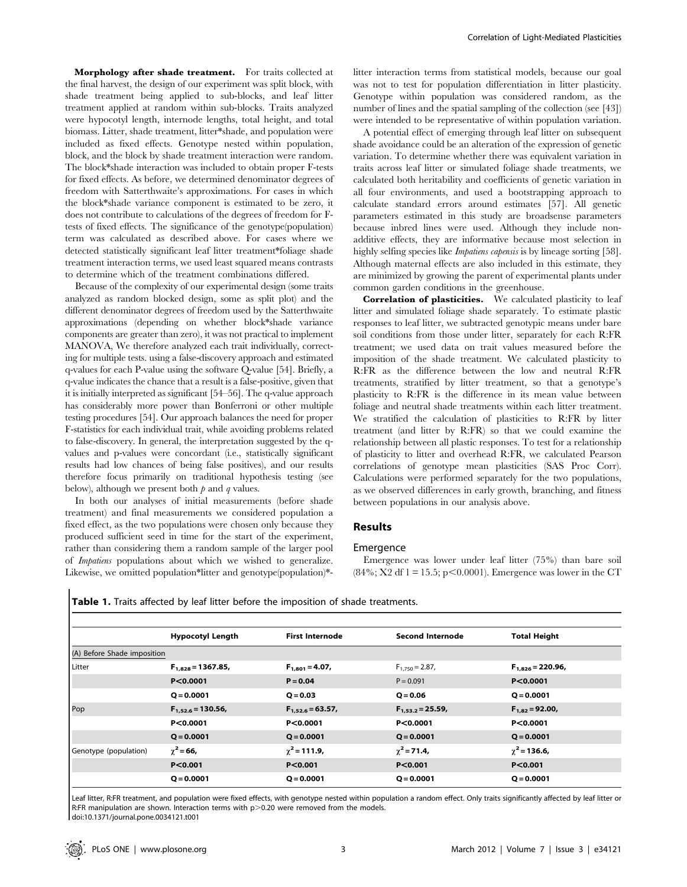**Morphology after shade treatment.** For traits collected at the final harvest, the design of our experiment was split block, with shade treatment being applied to sub-blocks, and leaf litter treatment applied at random within sub-blocks. Traits analyzed were hypocotyl length, internode lengths, total height, and total biomass. Litter, shade treatment, litter*shade, and population were included as fixed effects. Genotype nested within population, block, and the block by shade treatment interaction were random. The block*shade interaction was included to obtain proper F-tests for fixed effects. As before, we determined denominator degrees of freedom with Satterthwaite's approximations. For cases in which the block*shade variance component is estimated to be zero, it does not contribute to calculations of the degrees of freedom for F-tests of fixed effects. The significance of the genotype(population) term was calculated as described above. For cases where we detected statistically significant leaf litter treatment*foliage shade treatment interaction terms, we used least squared means contrasts to determine which of the treatment combinations differed.

Because of the complexity of our experimental design (some traits analyzed as random blocked design, some as split plot) and the different denominator degrees of freedom used by the Satterthwaite approximations (depending on whether block*shade variance components are greater than zero), it was not practical to implement MANOVA, We therefore analyzed each trait individually, correcting for multiple tests. using a false-discovery approach and estimated q-values for each P-value using the software Q-value [54]. Briefly, a q-value indicates the chance that a result is a false-positive, given that it is initially interpreted as significant [54–56]. The q-value approach has considerably more power than Bonferroni or other multiple testing procedures [54]. Our approach balances the need for proper F-statistics for each individual trait, while avoiding problems related to false-discovery. In general, the interpretation suggested by the q-values and p-values were concordant (i.e., statistically significant results had low chances of being false positives), and our results therefore focus primarily on traditional hypothesis testing (see below), although we present both $p$ and $q$ values.

In both our analyses of initial measurements (before shade treatment) and final measurements we considered population a fixed effect, as the two populations were chosen only because they produced sufficient seed in time for the start of the experiment, rather than considering them a random sample of the larger pool of *Impatiens* populations about which we wished to generalize. Likewise, we omitted population*litter and genotype(population)*litter interaction terms from statistical models, because our goal was not to test for population differentiation in litter plasticity. Genotype within population was considered random, as the number of lines and the spatial sampling of the collection (see [43]) were intended to be representative of within population variation.

A potential effect of emerging through leaf litter on subsequent shade avoidance could be an alteration of the expression of genetic variation. To determine whether there was equivalent variation in traits across leaf litter or simulated foliage shade treatments, we calculated both heritability and coefficients of genetic variation in all four environments, and used a bootstrapping approach to calculate standard errors around estimates [57]. All genetic parameters estimated in this study are broadsense parameters because inbred lines were used. Although they include non-additive effects, they are informative because most selection in highly selfing species like *Impatiens capensis* is by lineage sorting [58]. Although maternal effects are also included in this estimate, they are minimized by growing the parent of experimental plants under common garden conditions in the greenhouse.

**Correlation of plasticities.** We calculated plasticity to leaf litter and simulated foliage shade separately. To estimate plastic responses to leaf litter, we subtracted genotypic means under bare soil conditions from those under litter, separately for each R:FR treatment; we used data on trait values measured before the imposition of the shade treatment. We calculated plasticity to R:FR as the difference between the low and neutral R:FR treatments, stratified by litter treatment, so that a genotype's plasticity to R:FR is the difference in its mean value between foliage and neutral shade treatments within each litter treatment. We stratified the calculation of plasticities to R:FR by litter treatment (and litter by R:FR) so that we could examine the relationship between all plastic responses. To test for a relationship of plasticity to litter and overhead R:FR, we calculated Pearson correlations of genotype mean plasticities (SAS Proc Corr). Calculations were performed separately for the two populations, as we observed differences in early growth, branching, and fitness between populations in our analysis above.

## Results

### Emergence

Emergence was lower under leaf litter (75%) than bare soil (84%; X2 df 1 = 15.5; p<0.0001). Emergence was lower in the CT

**Table 1.** Traits affected by leaf litter before the imposition of shade treatments.

| | Hypocotyl Length | First Internode | Second Internode | Total Height |
|---|---|---|---|---|
| (A) Before Shade imposition | | | | |
| Litter | **$F_{1,828} = 1367.85$,** | **$F_{1,801} = 4.07$,** | $F_{1,750} = 2.87$, | **$F_{1,826} = 220.96$,** |
| | **P<0.0001** | **P = 0.04** | P = 0.091 | **P<0.0001** |
| | **Q = 0.0001** | **Q = 0.03** | **Q = 0.06** | **Q = 0.0001** |
| Pop | **$F_{1,52.6} = 130.56$,** | **$F_{1,52.6} = 63.57$,** | **$F_{1,53.2} = 25.59$,** | **$F_{1,82} = 92.00$,** |
| | **P<0.0001** | **P<0.0001** | **P<0.0001** | **P<0.0001** |
| | **Q = 0.0001** | **Q = 0.0001** | **Q = 0.0001** | **Q = 0.0001** |
| Genotype (population) | **$\chi^2 = 66$,** | **$\chi^2 = 111.9$,** | **$\chi^2 = 71.4$,** | **$\chi^2 = 136.6$,** |
| | **P<0.001** | **P<0.001** | **P<0.001** | **P<0.001** |
| | **Q = 0.0001** | **Q = 0.0001** | **Q = 0.0001** | **Q = 0.0001** |

Leaf litter, R:FR treatment, and population were fixed effects, with genotype nested within population a random effect. Only traits significantly affected by leaf litter or R:FR manipulation are shown. Interaction terms with p>0.20 were removed from the models.
doi:10.1371/journal.pone.0034121.t001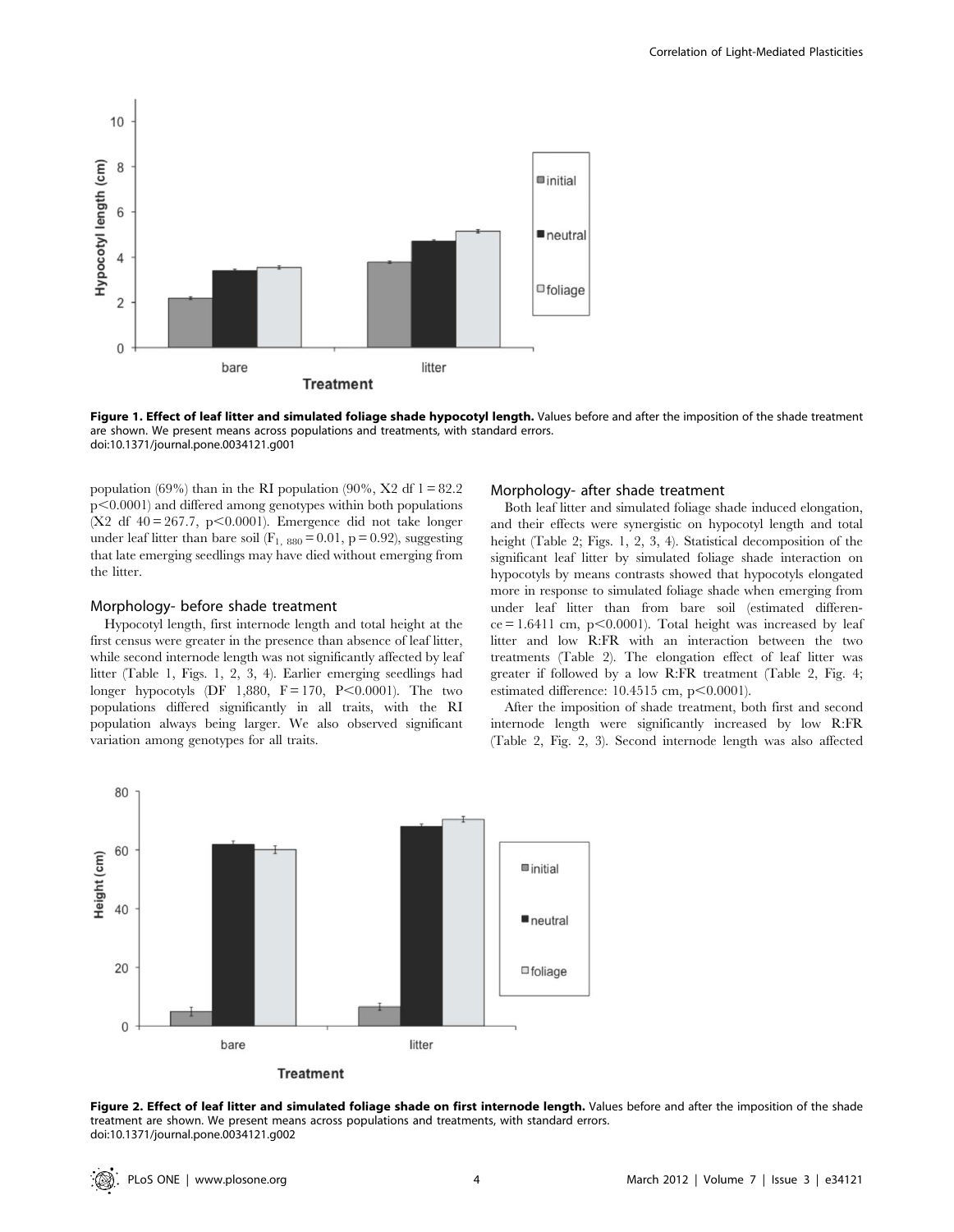**Figure 1. Effect of leaf litter and simulated foliage shade hypocotyl length.** Values before and after the imposition of the shade treatment are shown. We present means across populations and treatments, with standard errors.
doi:10.1371/journal.pone.0034121.g001

population (69%) than in the RI population (90%, X2 df 1 = 82.2 $p<0.0001$) and differed among genotypes within both populations (X2 df 40 = 267.7, $p<0.0001$). Emergence did not take longer under leaf litter than bare soil ($F_{1,\ 880} = 0.01$, $p = 0.92$), suggesting that late emerging seedlings may have died without emerging from the litter.

### Morphology- before shade treatment

Hypocotyl length, first internode length and total height at the first census were greater in the presence than absence of leaf litter, while second internode length was not significantly affected by leaf litter (Table 1, Figs. 1, 2, 3, 4). Earlier emerging seedlings had longer hypocotyls (DF 1,880, F = 170, $P<0.0001$). The two populations differed significantly in all traits, with the RI population always being larger. We also observed significant variation among genotypes for all traits.

### Morphology- after shade treatment

Both leaf litter and simulated foliage shade induced elongation, and their effects were synergistic on hypocotyl length and total height (Table 2; Figs. 1, 2, 3, 4). Statistical decomposition of the significant leaf litter by simulated foliage shade interaction on hypocotyls by means contrasts showed that hypocotyls elongated more in response to simulated foliage shade when emerging from under leaf litter than from bare soil (estimated difference = 1.6411 cm, $p<0.0001$). Total height was increased by leaf litter and low R:FR with an interaction between the two treatments (Table 2). The elongation effect of leaf litter was greater if followed by a low R:FR treatment (Table 2, Fig. 4; estimated difference: 10.4515 cm, $p<0.0001$).

After the imposition of shade treatment, both first and second internode length were significantly increased by low R:FR (Table 2, Fig. 2, 3). Second internode length was also affected

**Figure 2. Effect of leaf litter and simulated foliage shade on first internode length.** Values before and after the imposition of the shade treatment are shown. We present means across populations and treatments, with standard errors.
doi:10.1371/journal.pone.0034121.g002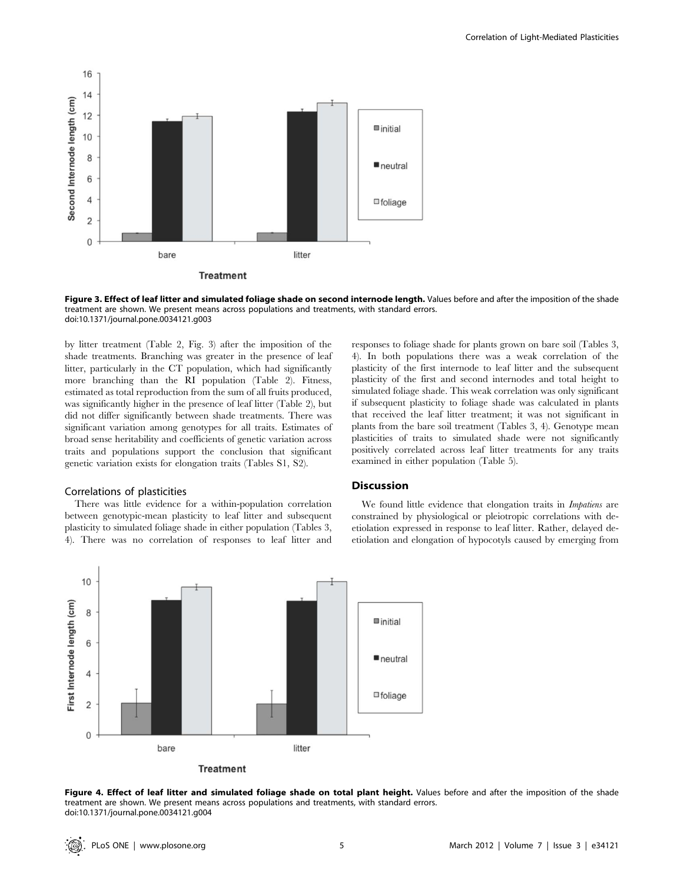Figure 3. Effect of leaf litter and simulated foliage shade on second internode length. Values before and after the imposition of the shade treatment are shown. We present means across populations and treatments, with standard errors.
doi:10.1371/journal.pone.0034121.g003

by litter treatment (Table 2, Fig. 3) after the imposition of the shade treatments. Branching was greater in the presence of leaf litter, particularly in the CT population, which had significantly more branching than the RI population (Table 2). Fitness, estimated as total reproduction from the sum of all fruits produced, was significantly higher in the presence of leaf litter (Table 2), but did not differ significantly between shade treatments. There was significant variation among genotypes for all traits. Estimates of broad sense heritability and coefficients of genetic variation across traits and populations support the conclusion that significant genetic variation exists for elongation traits (Tables S1, S2).

### Correlations of plasticities

There was little evidence for a within-population correlation between genotypic-mean plasticity to leaf litter and subsequent plasticity to simulated foliage shade in either population (Tables 3, 4). There was no correlation of responses to leaf litter and responses to foliage shade for plants grown on bare soil (Tables 3, 4). In both populations there was a weak correlation of the plasticity of the first internode to leaf litter and the subsequent plasticity of the first and second internodes and total height to simulated foliage shade. This weak correlation was only significant if subsequent plasticity to foliage shade was calculated in plants that received the leaf litter treatment; it was not significant in plants from the bare soil treatment (Tables 3, 4). Genotype mean plasticities of traits to simulated shade were not significantly positively correlated across leaf litter treatments for any traits examined in either population (Table 5).

## Discussion

We found little evidence that elongation traits in *Impatiens* are constrained by physiological or pleiotropic correlations with de-etiolation expressed in response to leaf litter. Rather, delayed de-etiolation and elongation of hypocotyls caused by emerging from

Figure 4. Effect of leaf litter and simulated foliage shade on total plant height. Values before and after the imposition of the shade treatment are shown. We present means across populations and treatments, with standard errors.
doi:10.1371/journal.pone.0034121.g004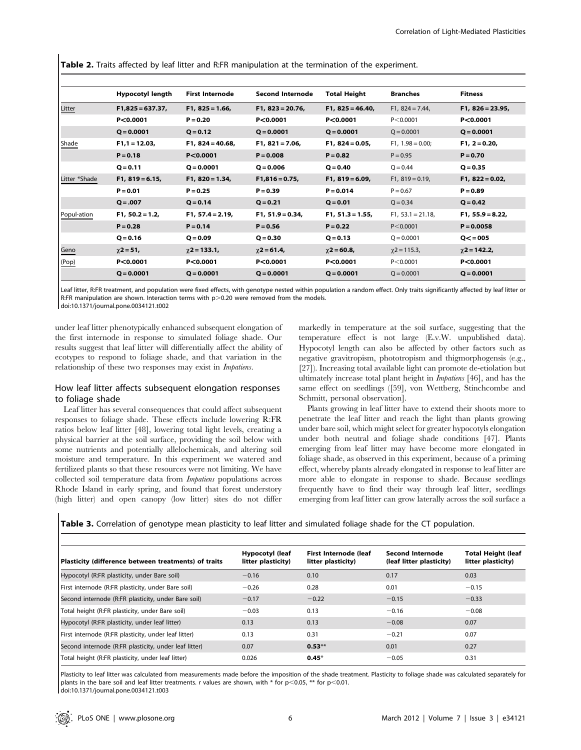**Table 2.** Traits affected by leaf litter and R:FR manipulation at the termination of the experiment.

| | Hypocotyl length | First Internode | Second Internode | Total Height | Branches | Fitness |
|---|---|---|---|---|---|---|
| Litter | $F_{1,825}=637.37$, | $F_{1,825}=1.66$, | $F_{1,823}=20.76$, | $F_{1,825}=46.40$, | $F_{1,824}=7.44$, | $F_{1,826}=23.95$, |
| | $P<0.0001$ | $P=0.20$ | $P<0.0001$ | $P<0.0001$ | $P<0.0001$ | $P<0.0001$ |
| | $Q=0.0001$ | $Q=0.12$ | $Q=0.0001$ | $Q=0.0001$ | $Q=0.0001$ | $Q=0.0001$ |
| Shade | $F_{1,1}=12.03$, | $F_{1,824}=40.68$, | $F_{1,821}=7.06$, | $F_{1,824}=0.05$, | $F_{1,1.98}=0.00$; | $F_{1,2}=0.20$, |
| | $P=0.18$ | $P<0.0001$ | $P=0.008$ | $P=0.82$ | $P=0.95$ | $P=0.70$ |
| | $Q=0.11$ | $Q=0.0001$ | $Q=0.006$ | $Q=0.40$ | $Q=0.44$ | $Q=0.35$ |
| Litter *Shade | $F_{1,819}=6.15$, | $F_{1,820}=1.34$, | $F_{1,816}=0.75$, | $F_{1,819}=6.09$, | $F_{1,819}=0.19$, | $F_{1,822}=0.02$, |
| | $P=0.01$ | $P=0.25$ | $P=0.39$ | $P=0.014$ | $P=0.67$ | $P=0.89$ |
| | $Q=.007$ | $Q=0.14$ | $Q=0.21$ | $Q=0.01$ | $Q=0.34$ | $Q=0.42$ |
| Popul-ation | $F_{1,50.2}=1.2$, | $F_{1,57.4}=2.19$, | $F_{1,51.9}=0.34$, | $F_{1,51.3}=1.55$, | $F_{1,53.1}=21.18$, | $F_{1,55.9}=8.22$, |
| | $P=0.28$ | $P=0.14$ | $P=0.56$ | $P=0.22$ | $P<0.0001$ | $P=0.0058$ |
| | $Q=0.16$ | $Q=0.09$ | $Q=0.30$ | $Q=0.13$ | $Q=0.0001$ | $Q<=005$ |
| Geno | $\chi^2=51$, | $\chi^2=133.1$, | $\chi^2=61.4$, | $\chi^2=60.8$, | $\chi^2=115.3$, | $\chi^2=142.2$, |
| (Pop) | $P<0.0001$ | $P<0.0001$ | $P<0.0001$ | $P<0.0001$ | $P<0.0001$ | $P<0.0001$ |
| | $Q=0.0001$ | $Q=0.0001$ | $Q=0.0001$ | $Q=0.0001$ | $Q=0.0001$ | $Q=0.0001$ |

Leaf litter, R:FR treatment, and population were fixed effects, with genotype nested within population a random effect. Only traits significantly affected by leaf litter or R:FR manipulation are shown. Interaction terms with $p>0.20$ were removed from the models.
doi:10.1371/journal.pone.0034121.t002

under leaf litter phenotypically enhanced subsequent elongation of the first internode in response to simulated foliage shade. Our results suggest that leaf litter will differentially affect the ability of ecotypes to respond to foliage shade, and that variation in the relationship of these two responses may exist in *Impatiens*.

## How leaf litter affects subsequent elongation responses to foliage shade

Leaf litter has several consequences that could affect subsequent responses to foliage shade. These effects include lowering R:FR ratios below leaf litter [48], lowering total light levels, creating a physical barrier at the soil surface, providing the soil below with some nutrients and potentially allelochemicals, and altering soil moisture and temperature. In this experiment we watered and fertilized plants so that these resources were not limiting. We have collected soil temperature data from *Impatiens* populations across Rhode Island in early spring, and found that forest understory (high litter) and open canopy (low litter) sites do not differ markedly in temperature at the soil surface, suggesting that the temperature effect is not large (E.v.W. unpublished data). Hypocotyl length can also be affected by other factors such as negative gravitropism, phototropism and thigmorphogensis (e.g., [27]). Increasing total available light can promote de-etiolation but ultimately increase total plant height in *Impatiens* [46], and has the same effect on seedlings ([59], von Wettberg, Stinchcombe and Schmitt, personal observation].

Plants growing in leaf litter have to extend their shoots more to penetrate the leaf litter and reach the light than plants growing under bare soil, which might select for greater hypocotyls elongation under both neutral and foliage shade conditions [47]. Plants emerging from leaf litter may have become more elongated in foliage shade, as observed in this experiment, because of a priming effect, whereby plants already elongated in response to leaf litter are more able to elongate in response to shade. Because seedlings frequently have to find their way through leaf litter, seedlings emerging from leaf litter can grow laterally across the soil surface a

**Table 3.** Correlation of genotype mean plasticity to leaf litter and simulated foliage shade for the CT population.

| Plasticity (difference between treatments) of traits | Hypocotyl (leaf litter plasticity) | First Internode (leaf litter plasticity) | Second Internode (leaf litter plasticity) | Total Height (leaf litter plasticity) |
|---|---|---|---|---|
| Hypocotyl (R:FR plasticity, under Bare soil) | −0.16 | 0.10 | 0.17 | 0.03 |
| First internode (R:FR plasticity, under Bare soil) | −0.26 | 0.28 | 0.01 | −0.15 |
| Second internode (R:FR plasticity, under Bare soil) | −0.17 | −0.22 | −0.15 | −0.33 |
| Total height (R:FR plasticity, under Bare soil) | −0.03 | 0.13 | −0.16 | −0.08 |
| Hypocotyl (R:FR plasticity, under leaf litter) | 0.13 | 0.13 | −0.08 | 0.07 |
| First internode (R:FR plasticity, under leaf litter) | 0.13 | 0.31 | −0.21 | 0.07 |
| Second internode (R:FR plasticity, under leaf litter) | 0.07 | **0.53**** | 0.01 | 0.27 |
| Total height (R:FR plasticity, under leaf litter) | 0.026 | **0.45*** | −0.05 | 0.31 |

Plasticity to leaf litter was calculated from measurements made before the imposition of the shade treatment. Plasticity to foliage shade was calculated separately for plants in the bare soil and leaf litter treatments. r values are shown, with * for $p<0.05$, ** for $p<0.01$.
doi:10.1371/journal.pone.0034121.t003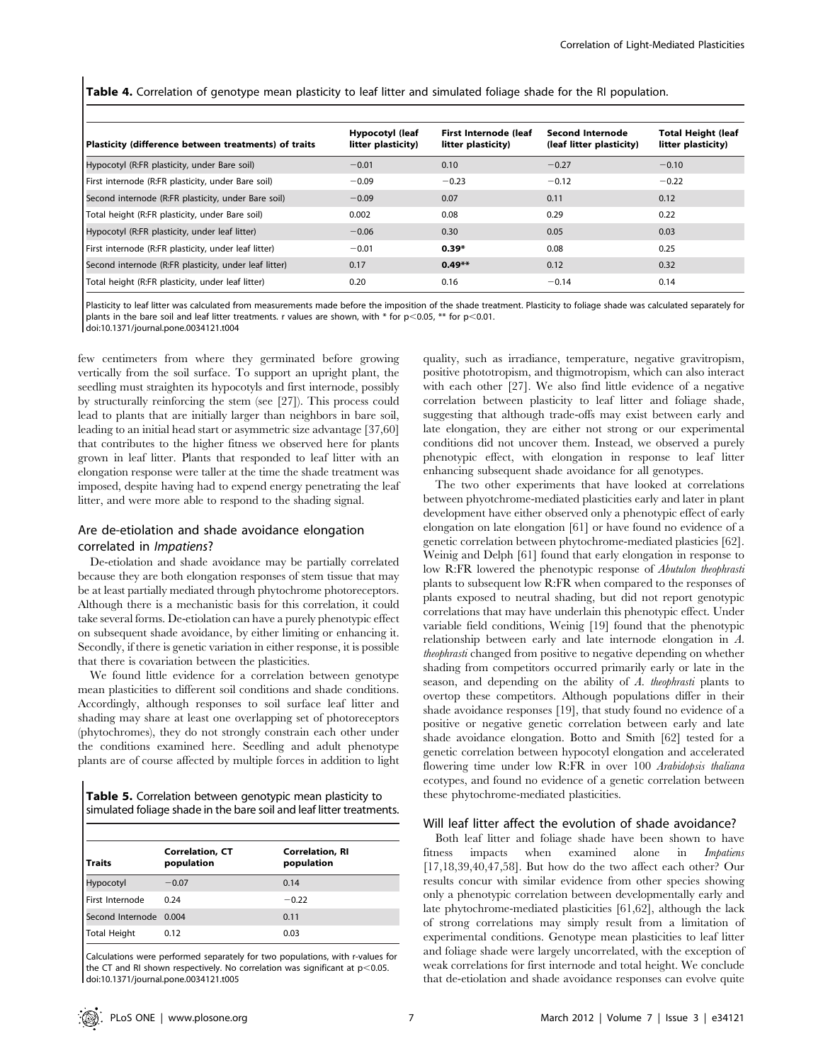**Table 4.** Correlation of genotype mean plasticity to leaf litter and simulated foliage shade for the RI population.

| Plasticity (difference between treatments) of traits | Hypocotyl (leaf litter plasticity) | First Internode (leaf litter plasticity) | Second Internode (leaf litter plasticity) | Total Height (leaf litter plasticity) |
|---|---|---|---|---|
| Hypocotyl (R:FR plasticity, under Bare soil) | −0.01 | 0.10 | −0.27 | −0.10 |
| First internode (R:FR plasticity, under Bare soil) | −0.09 | −0.23 | −0.12 | −0.22 |
| Second internode (R:FR plasticity, under Bare soil) | −0.09 | 0.07 | 0.11 | 0.12 |
| Total height (R:FR plasticity, under Bare soil) | 0.002 | 0.08 | 0.29 | 0.22 |
| Hypocotyl (R:FR plasticity, under leaf litter) | −0.06 | 0.30 | 0.05 | 0.03 |
| First internode (R:FR plasticity, under leaf litter) | −0.01 | **0.39*** | 0.08 | 0.25 |
| Second internode (R:FR plasticity, under leaf litter) | 0.17 | **0.49**** | 0.12 | 0.32 |
| Total height (R:FR plasticity, under leaf litter) | 0.20 | 0.16 | −0.14 | 0.14 |

Plasticity to leaf litter was calculated from measurements made before the imposition of the shade treatment. Plasticity to foliage shade was calculated separately for plants in the bare soil and leaf litter treatments. r values are shown, with * for $p<0.05$, ** for $p<0.01$.
doi:10.1371/journal.pone.0034121.t004

few centimeters from where they germinated before growing vertically from the soil surface. To support an upright plant, the seedling must straighten its hypocotyls and first internode, possibly by structurally reinforcing the stem (see [27]). This process could lead to plants that are initially larger than neighbors in bare soil, leading to an initial head start or asymmetric size advantage [37,60] that contributes to the higher fitness we observed here for plants grown in leaf litter. Plants that responded to leaf litter with an elongation response were taller at the time the shade treatment was imposed, despite having had to expend energy penetrating the leaf litter, and were more able to respond to the shading signal.

## Are de-etiolation and shade avoidance elongation correlated in *Impatiens*?

De-etiolation and shade avoidance may be partially correlated because they are both elongation responses of stem tissue that may be at least partially mediated through phytochrome photoreceptors. Although there is a mechanistic basis for this correlation, it could take several forms. De-etiolation can have a purely phenotypic effect on subsequent shade avoidance, by either limiting or enhancing it. Secondly, if there is genetic variation in either response, it is possible that there is covariation between the plasticities.

We found little evidence for a correlation between genotype mean plasticities to different soil conditions and shade conditions. Accordingly, although responses to soil surface leaf litter and shading may share at least one overlapping set of photoreceptors (phytochromes), they do not strongly constrain each other under the conditions examined here. Seedling and adult phenotype plants are of course affected by multiple forces in addition to light quality, such as irradiance, temperature, negative gravitropism, positive phototropism, and thigmotropism, which can also interact with each other [27]. We also find little evidence of a negative correlation between plasticity to leaf litter and foliage shade, suggesting that although trade-offs may exist between early and late elongation, they are either not strong or our experimental conditions did not uncover them. Instead, we observed a purely phenotypic effect, with elongation in response to leaf litter enhancing subsequent shade avoidance for all genotypes.

**Table 5.** Correlation between genotypic mean plasticity to simulated foliage shade in the bare soil and leaf litter treatments.

| Traits | Correlation, CT population | Correlation, RI population |
|---|---|---|
| Hypocotyl | −0.07 | 0.14 |
| First Internode | 0.24 | −0.22 |
| Second Internode | 0.004 | 0.11 |
| Total Height | 0.12 | 0.03 |

Calculations were performed separately for two populations, with r-values for the CT and RI shown respectively. No correlation was significant at $p<0.05$.
doi:10.1371/journal.pone.0034121.t005

The two other experiments that have looked at correlations between phytochrome-mediated plasticities early and later in plant development have either observed only a phenotypic effect of early elongation on late elongation [61] or have found no evidence of a genetic correlation between phytochrome-mediated plasticities [62]. Weinig and Delph [61] found that early elongation in response to low R:FR lowered the phenotypic response of *Abutulon theophrasti* plants to subsequent low R:FR when compared to the responses of plants exposed to neutral shading, but did not report genotypic correlations that may have underlain this phenotypic effect. Under variable field conditions, Weinig [19] found that the phenotypic relationship between early and late internode elongation in *A. theophrasti* changed from positive to negative depending on whether shading from competitors occurred primarily early or late in the season, and depending on the ability of *A. theophrasti* plants to overtop these competitors. Although populations differ in their shade avoidance responses [19], that study found no evidence of a positive or negative genetic correlation between early and late shade avoidance elongation. Botto and Smith [62] tested for a genetic correlation between hypocotyl elongation and accelerated flowering time under low R:FR in over 100 *Arabidopsis thaliana* ecotypes, and found no evidence of a genetic correlation between these phytochrome-mediated plasticities.

## Will leaf litter affect the evolution of shade avoidance?

Both leaf litter and foliage shade have been shown to have fitness impacts when examined alone in *Impatiens* [17,18,39,40,47,58]. But how do the two affect each other? Our results concur with similar evidence from other species showing only a phenotypic correlation between developmentally early and late phytochrome-mediated plasticities [61,62], although the lack of strong correlations may simply result from a limitation of experimental conditions. Genotype mean plasticities to leaf litter and foliage shade were largely uncorrelated, with the exception of weak correlations for first internode and total height. We conclude that de-etiolation and shade avoidance responses can evolve quite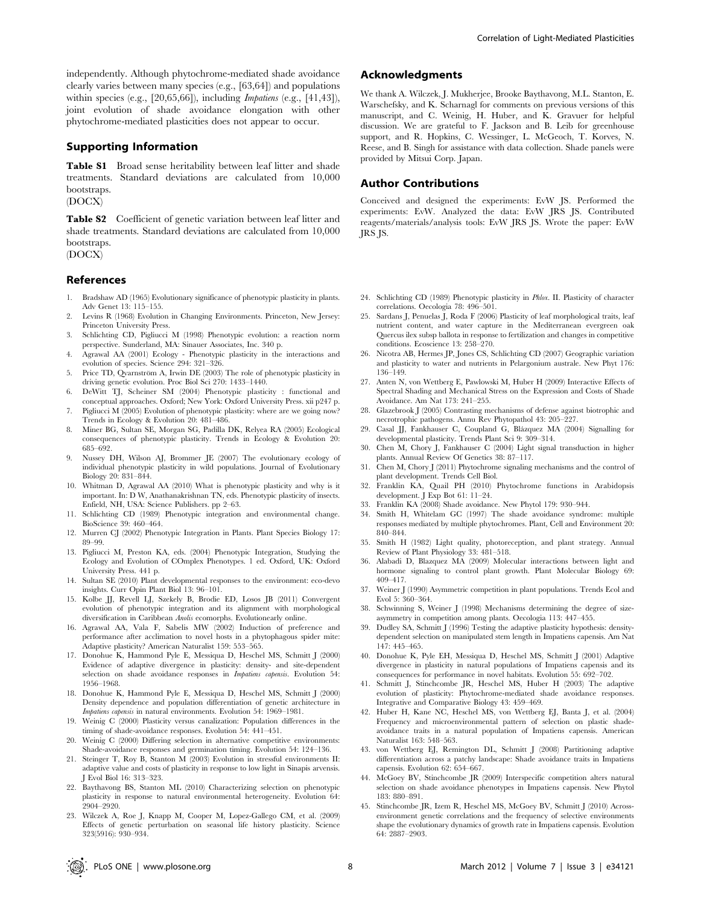independently. Although phytochrome-mediated shade avoidance clearly varies between many species (e.g., [63,64]) and populations within species (e.g., [20,65,66]), including *Impatiens* (e.g., [41,43]), joint evolution of shade avoidance elongation with other phytochrome-mediated plasticities does not appear to occur.

## Supporting Information

**Table S1** Broad sense heritability between leaf litter and shade treatments. Standard deviations are calculated from 10,000 bootstraps.
(DOCX)

**Table S2** Coefficient of genetic variation between leaf litter and shade treatments. Standard deviations are calculated from 10,000 bootstraps.
(DOCX)

## Acknowledgments

We thank A. Wilczek, J. Mukherjee, Brooke Baythavong, M.L. Stanton, E. Warschefsky, and K. Scharnagl for comments on previous versions of this manuscript, and C. Weinig, H. Huber, and K. Gravuer for helpful discussion. We are grateful to F. Jackson and B. Leib for greenhouse support, and R. Hopkins, C. Wessinger, L. McGeoch, T. Korves, N. Reese, and B. Singh for assistance with data collection. Shade panels were provided by Mitsui Corp. Japan.

## Author Contributions

Conceived and designed the experiments: EvW JS. Performed the experiments: EvW. Analyzed the data: EvW JRS JS. Contributed reagents/materials/analysis tools: EvW JRS JS. Wrote the paper: EvW JRS JS.

## References

1. Bradshaw AD (1965) Evolutionary significance of phenotypic plasticity in plants. Adv Genet 13: 115–155.
2. Levins R (1968) Evolution in Changing Environments. Princeton, New Jersey: Princeton University Press.
3. Schlichting CD, Pigliucci M (1998) Phenotypic evolution: a reaction norm perspective. Sunderland, MA: Sinauer Associates, Inc. 340 p.
4. Agrawal AA (2001) Ecology - Phenotypic plasticity in the interactions and evolution of species. Science 294: 321–326.
5. Price TD, Qvarnström A, Irwin DE (2003) The role of phenotypic plasticity in driving genetic evolution. Proc Biol Sci 270: 1433–1440.
6. DeWitt TJ, Scheiner SM (2004) Phenotypic plasticity : functional and conceptual approaches. Oxford; New York: Oxford University Press. xii p247 p.
7. Pigliucci M (2005) Evolution of phenotypic plasticity: where are we going now? Trends in Ecology & Evolution 20: 481–486.
8. Miner BG, Sultan SE, Morgan SG, Padilla DK, Relyea RA (2005) Ecological consequences of phenotypic plasticity. Trends in Ecology & Evolution 20: 685–692.
9. Nussey DH, Wilson AJ, Brommer JE (2007) The evolutionary ecology of individual phenotypic plasticity in wild populations. Journal of Evolutionary Biology 20: 831–844.
10. Whitman D, Agrawal AA (2010) What is phenotypic plasticity and why is it important. In: D W, Anathanakrishnan TN, eds. Phenotypic plasticity of insects. Enfield, NH, USA: Science Publishers. pp 2–63.
11. Schlichting CD (1989) Phenotypic integration and environmental change. BioScience 39: 460–464.
12. Murren CJ (2002) Phenotypic Integration in Plants. Plant Species Biology 17: 89–99.
13. Pigliucci M, Preston KA, eds. (2004) Phenotypic Integration, Studying the Ecology and Evolution of COmplex Phenotypes. 1 ed. Oxford, UK: Oxford University Press. 441 p.
14. Sultan SE (2010) Plant developmental responses to the environment: eco-devo insights. Curr Opin Plant Biol 13: 96–101.
15. Kolbe JJ, Revell LJ, Szekely B, Brodie ED, Losos JB (2011) Convergent evolution of phenotypic integration and its alignment with morphological diversification in Caribbean *Anolis* ecomorphs. Evolutionearly online.
16. Agrawal AA, Vala F, Sabelis MW (2002) Induction of preference and performance after acclimation to novel hosts in a phytophagous spider mite: Adaptive plasticity? American Naturalist 159: 553–565.
17. Donohue K, Hammond Pyle E, Messiqua D, Heschel MS, Schmitt J (2000) Evidence of adaptive divergence in plasticity: density- and site-dependent selection on shade avoidance responses in *Impatiens capensis*. Evolution 54: 1956–1968.
18. Donohue K, Hammond Pyle E, Messiqua D, Heschel MS, Schmitt J (2000) Density dependence and population differentiation of genetic architecture in *Impatiens capensis* in natural environments. Evolution 54: 1969–1981.
19. Weinig C (2000) Plasticity versus canalization: Population differences in the timing of shade-avoidance responses. Evolution 54: 441–451.
20. Weinig C (2000) Differing selection in alternative competitive environments: Shade-avoidance responses and germination timing. Evolution 54: 124–136.
21. Steinger T, Roy B, Stanton M (2003) Evolution in stressful environments II: adaptive value and costs of plasticity in response to low light in Sinapis arvensis. J Evol Biol 16: 313–323.
22. Baythavong BS, Stanton ML (2010) Characterizing selection on phenotypic plasticity in response to natural environmental heterogeneity. Evolution 64: 2904–2920.
23. Wilczek A, Roe J, Knapp M, Cooper M, Lopez-Gallego CM, et al. (2009) Effects of genetic perturbation on seasonal life history plasticity. Science 323(5916): 930–934.
24. Schlichting CD (1989) Phenotypic plasticity in *Phlox*. II. Plasticity of character correlations. Oecologia 78: 496–501.
25. Sardans J, Penuelas J, Roda F (2006) Plasticity of leaf morphological traits, leaf nutrient content, and water capture in the Mediterranean evergreen oak Quercus ilex subsp ballota in response to fertilization and changes in competitive conditions. Ecoscience 13: 258–270.
26. Nicotra AB, Hermes JP, Jones CS, Schlichting CD (2007) Geographic variation and plasticity to water and nutrients in Pelargonium australe. New Phyt 176: 136–149.
27. Anten N, von Wettberg E, Pawlowski M, Huber H (2009) Interactive Effects of Spectral Shading and Mechanical Stress on the Expression and Costs of Shade Avoidance. Am Nat 173: 241–255.
28. Glazebrook J (2005) Contrasting mechanisms of defense against biotrophic and necrotrophic pathogens. Annu Rev Phytopathol 43: 205–227.
29. Casal JJ, Fankhauser C, Coupland G, Blázquez MA (2004) Signalling for developmental plasticity. Trends Plant Sci 9: 309–314.
30. Chen M, Chory J, Fankhauser C (2004) Light signal transduction in higher plants. Annual Review Of Genetics 38: 87–117.
31. Chen M, Chory J (2011) Phytochrome signaling mechanisms and the control of plant development. Trends Cell Biol.
32. Franklin KA, Quail PH (2010) Phytochrome functions in Arabidopsis development. J Exp Bot 61: 11–24.
33. Franklin KA (2008) Shade avoidance. New Phytol 179: 930–944.
34. Smith H, Whitelam GC (1997) The shade avoidance syndrome: multiple responses mediated by multiple phytochromes. Plant, Cell and Environment 20: 840–844.
35. Smith H (1982) Light quality, photoreception, and plant strategy. Annual Review of Plant Physiology 33: 481–518.
36. Alabadi D, Blazquez MA (2009) Molecular interactions between light and hormone signaling to control plant growth. Plant Molecular Biology 69: 409–417.
37. Weiner J (1990) Asymmetric competition in plant populations. Trends Ecol and Evol 5: 360–364.
38. Schwinning S, Weiner J (1998) Mechanisms determining the degree of size-asymmetry in competition among plants. Oecologia 113: 447–455.
39. Dudley SA, Schmitt J (1996) Testing the adaptive plasticity hypothesis: density-dependent selection on manipulated stem length in Impatiens capensis. Am Nat 147: 445–465.
40. Donohue K, Pyle EH, Messiqua D, Heschel MS, Schmitt J (2001) Adaptive divergence in plasticity in natural populations of Impatiens capensis and its consequences for performance in novel habitats. Evolution 55: 692–702.
41. Schmitt J, Stinchcombe JR, Heschel MS, Huber H (2003) The adaptive evolution of plasticity: Phytochrome-mediated shade avoidance responses. Integrative and Comparative Biology 43: 459–469.
42. Huber H, Kane NC, Heschel MS, von Wettberg EJ, Banta J, et al. (2004) Frequency and microenvironmental pattern of selection on plastic shade-avoidance traits in a natural population of Impatiens capensis. American Naturalist 163: 548–563.
43. von Wettberg EJ, Remington DL, Schmitt J (2008) Partitioning adaptive differentiation across a patchy landscape: Shade avoidance traits in Impatiens capensis. Evolution 62: 654–667.
44. McGoey BV, Stinchcombe JR (2009) Interspecific competition alters natural selection on shade avoidance phenotypes in Impatiens capensis. New Phytol 183: 880–891.
45. Stinchcombe JR, Izem R, Heschel MS, McGoey BV, Schmitt J (2010) Across-environment genetic correlations and the frequency of selective environments shape the evolutionary dynamics of growth rate in Impatiens capensis. Evolution 64: 2887–2903.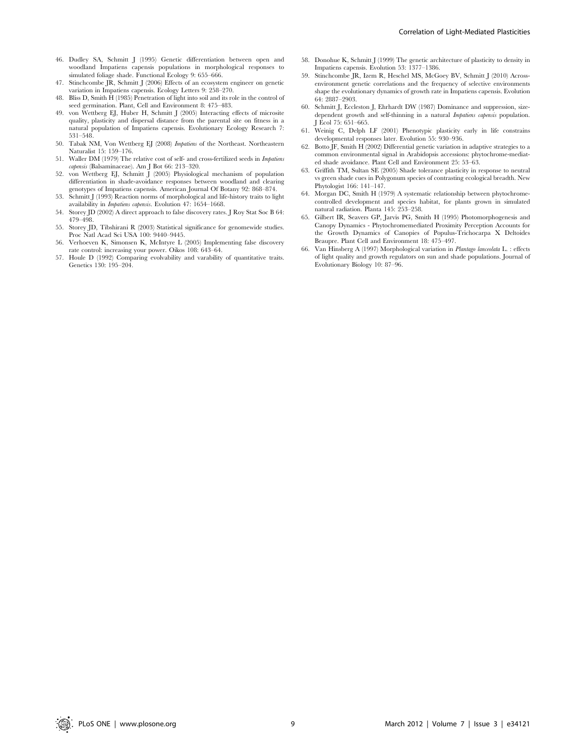46. Dudley SA, Schmitt J (1995) Genetic differentiation between open and woodland Impatiens capensis populations in morphological responses to simulated foliage shade. Functional Ecology 9: 655–666.
47. Stinchcombe JR, Schmitt J (2006) Effects of an ecosystem engineer on genetic variation in Impatiens capensis. Ecology Letters 9: 258–270.
48. Bliss D, Smith H (1985) Penetration of light into soil and its role in the control of seed germination. Plant, Cell and Environment 8: 475–483.
49. von Wettberg EJ, Huber H, Schmitt J (2005) Interacting effects of microsite quality, plasticity and dispersal distance from the parental site on fitness in a natural population of Impatiens capensis. Evolutionary Ecology Research 7: 531–548.
50. Tabak NM, Von Wettberg EJ (2008) *Impatiens* of the Northeast. Northeastern Naturalist 15: 159–176.
51. Waller DM (1979) The relative cost of self- and cross-fertilized seeds in *Impatiens capensis* (Balsaminaceae). Am J Bot 66: 213–320.
52. von Wettberg EJ, Schmitt J (2005) Physiological mechanism of population differentiation in shade-avoidance responses between woodland and clearing genotypes of Impatiens capensis. American Journal Of Botany 92: 868–874.
53. Schmitt J (1993) Reaction norms of morphological and life-history traits to light availability in *Impatiens capensis*. Evolution 47: 1654–1668.
54. Storey JD (2002) A direct approach to false discovery rates. J Roy Stat Soc B 64: 479–498.
55. Storey JD, Tibshirani R (2003) Statistical significance for genomewide studies. Proc Natl Acad Sci USA 100: 9440–9445.
56. Verhoeven K, Simonsen K, McIntyre L (2005) Implementing false discovery rate control: increasing your power. Oikos 108: 643–64.
57. Houle D (1992) Comparing evolvability and varability of quantitative traits. Genetics 130: 195–204.
58. Donohue K, Schmitt J (1999) The genetic architecture of plasticity to density in Impatiens capensis. Evolution 53: 1377–1386.
59. Stinchcombe JR, Izem R, Heschel MS, McGoey BV, Schmitt J (2010) Across-environment genetic correlations and the frequency of selective environments shape the evolutionary dynamics of growth rate in Impatiens capensis. Evolution 64: 2887–2903.
60. Schmitt J, Eccleston J, Ehrhardt DW (1987) Dominance and suppression, size-dependent growth and self-thinning in a natural *Impatiens capensis* population. J Ecol 75: 651–665.
61. Weinig C, Delph LF (2001) Phenotypic plasticity early in life constrains developmental responses later. Evolution 55: 930–936.
62. Botto JF, Smith H (2002) Differential genetic variation in adaptive strategies to a common environmental signal in Arabidopsis accessions: phytochrome-mediated shade avoidance. Plant Cell and Environment 25: 53–63.
63. Griffith TM, Sultan SE (2005) Shade tolerance plasticity in response to neutral vs green shade cues in Polygonum species of contrasting ecological breadth. New Phytologist 166: 141–147.
64. Morgan DC, Smith H (1979) A systematic relationship between phytochrome-controlled development and species habitat, for plants grown in simulated natural radiation. Planta 145: 253–258.
65. Gilbert IR, Seavers GP, Jarvis PG, Smith H (1995) Photomorphogenesis and Canopy Dynamics - Phytochromemediated Proximity Perception Accounts for the Growth Dynamics of Canopies of Populus-Trichocarpa X Deltoides Beaupre. Plant Cell and Environment 18: 475–497.
66. Van Hinsberg A (1997) Morphological variation in *Plantago lanceolata* L. : effects of light quality and growth regulators on sun and shade populations. Journal of Evolutionary Biology 10: 87–96.